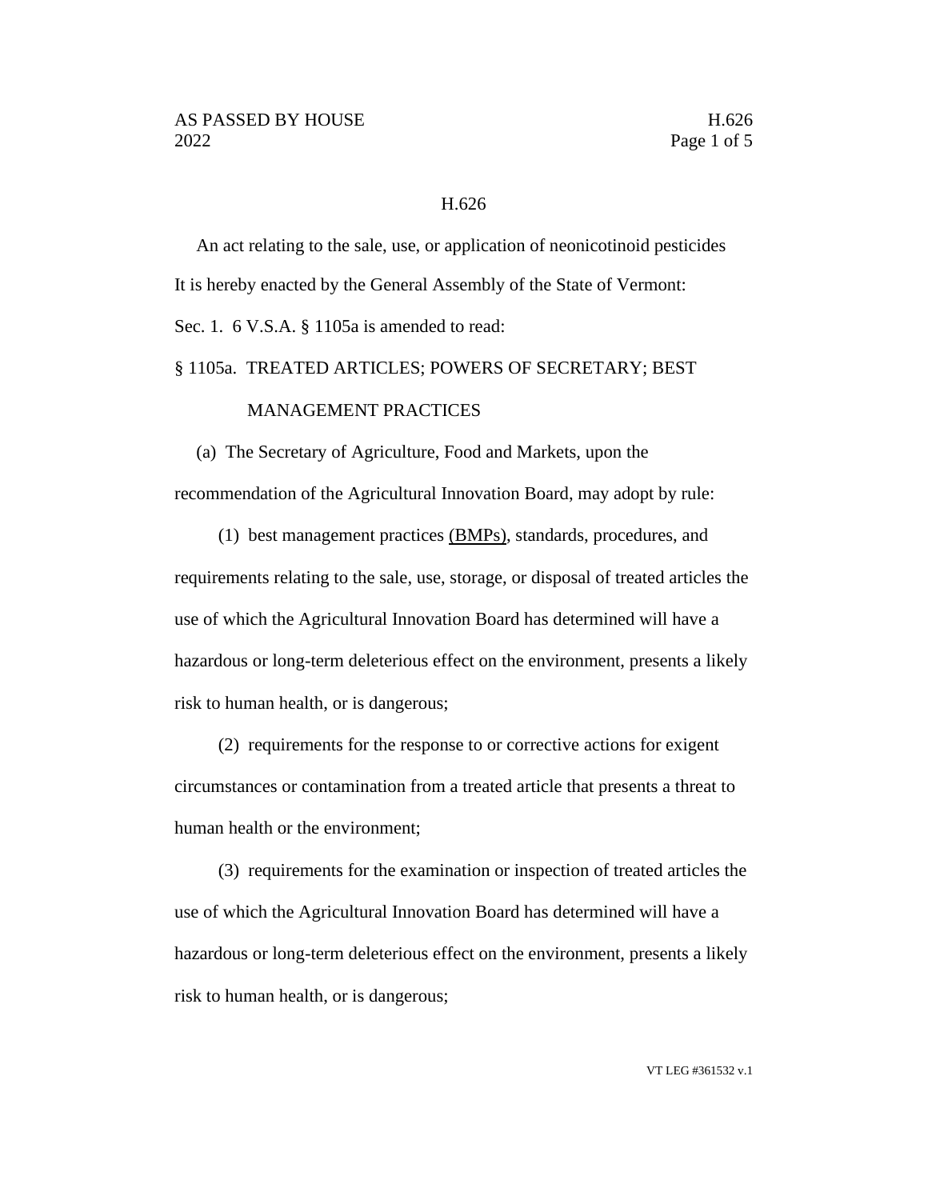# H.626

An act relating to the sale, use, or application of neonicotinoid pesticides

It is hereby enacted by the General Assembly of the State of Vermont:

Sec. 1. 6 V.S.A. § 1105a is amended to read:

§ 1105a. TREATED ARTICLES; POWERS OF SECRETARY; BEST MANAGEMENT PRACTICES

(a) The Secretary of Agriculture, Food and Markets, upon the recommendation of the Agricultural Innovation Board, may adopt by rule:

(1) best management practices <u>(BMPs)</u>, standards, procedures, and requirements relating to the sale, use, storage, or disposal of treated articles the use of which the Agricultural Innovation Board has determined will have a hazardous or long-term deleterious effect on the environment, presents a likely risk to human health, or is dangerous;

(2) requirements for the response to or corrective actions for exigent circumstances or contamination from a treated article that presents a threat to human health or the environment;

(3) requirements for the examination or inspection of treated articles the use of which the Agricultural Innovation Board has determined will have a hazardous or long-term deleterious effect on the environment, presents a likely risk to human health, or is dangerous;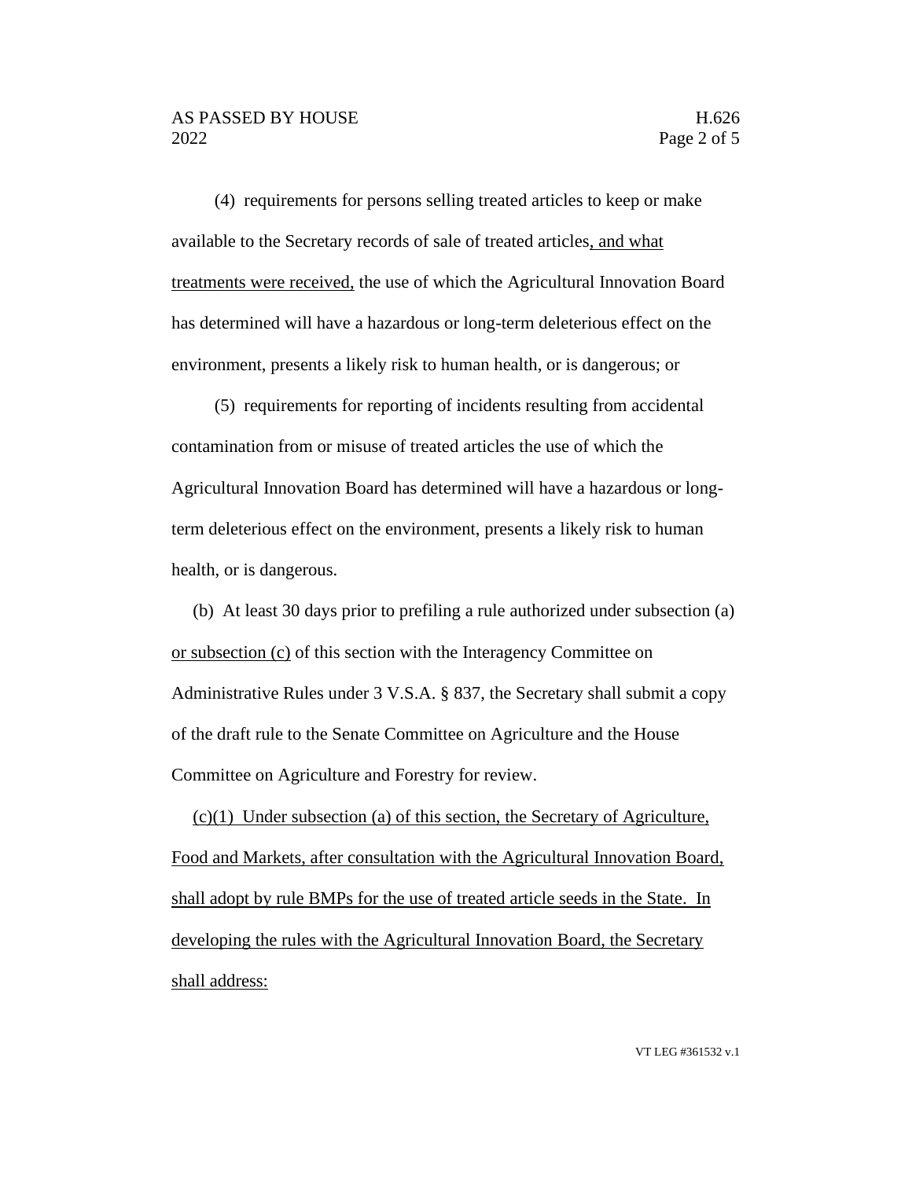(4) requirements for persons selling treated articles to keep or make available to the Secretary records of sale of treated articles, and what treatments were received, the use of which the Agricultural Innovation Board has determined will have a hazardous or long-term deleterious effect on the environment, presents a likely risk to human health, or is dangerous; or

(5) requirements for reporting of incidents resulting from accidental contamination from or misuse of treated articles the use of which the Agricultural Innovation Board has determined will have a hazardous or long-term deleterious effect on the environment, presents a likely risk to human health, or is dangerous.

(b) At least 30 days prior to prefiling a rule authorized under subsection (a) or subsection (c) of this section with the Interagency Committee on Administrative Rules under 3 V.S.A. § 837, the Secretary shall submit a copy of the draft rule to the Senate Committee on Agriculture and the House Committee on Agriculture and Forestry for review.

(c)(1) Under subsection (a) of this section, the Secretary of Agriculture, Food and Markets, after consultation with the Agricultural Innovation Board, shall adopt by rule BMPs for the use of treated article seeds in the State. In developing the rules with the Agricultural Innovation Board, the Secretary shall address: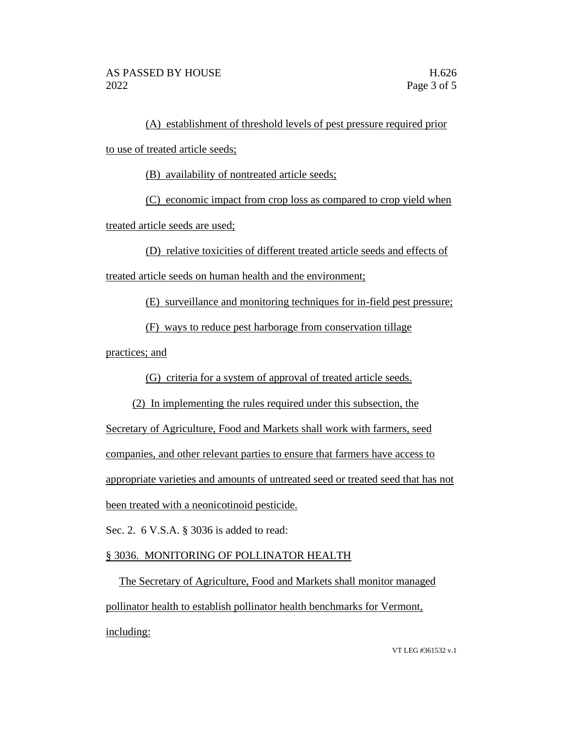(A) establishment of threshold levels of pest pressure required prior to use of treated article seeds;

(B) availability of nontreated article seeds;

(C) economic impact from crop loss as compared to crop yield when treated article seeds are used;

(D) relative toxicities of different treated article seeds and effects of treated article seeds on human health and the environment;

(E) surveillance and monitoring techniques for in-field pest pressure;

(F) ways to reduce pest harborage from conservation tillage practices; and

(G) criteria for a system of approval of treated article seeds.

(2) In implementing the rules required under this subsection, the Secretary of Agriculture, Food and Markets shall work with farmers, seed companies, and other relevant parties to ensure that farmers have access to appropriate varieties and amounts of untreated seed or treated seed that has not been treated with a neonicotinoid pesticide.

Sec. 2. 6 V.S.A. § 3036 is added to read:

§ 3036. MONITORING OF POLLINATOR HEALTH

The Secretary of Agriculture, Food and Markets shall monitor managed pollinator health to establish pollinator health benchmarks for Vermont, including: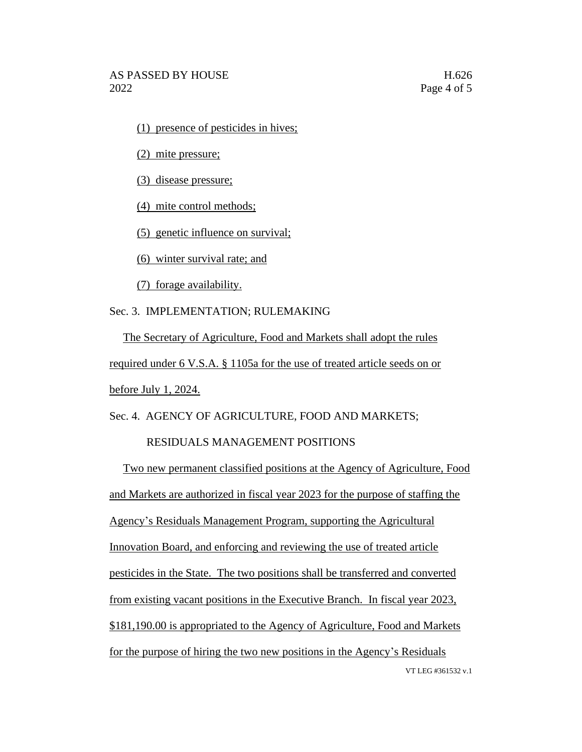(1) presence of pesticides in hives;

(2) mite pressure;

(3) disease pressure;

(4) mite control methods;

(5) genetic influence on survival;

(6) winter survival rate; and

(7) forage availability.

Sec. 3. IMPLEMENTATION; RULEMAKING

The Secretary of Agriculture, Food and Markets shall adopt the rules required under 6 V.S.A. § 1105a for the use of treated article seeds on or before July 1, 2024.

Sec. 4. AGENCY OF AGRICULTURE, FOOD AND MARKETS; RESIDUALS MANAGEMENT POSITIONS

Two new permanent classified positions at the Agency of Agriculture, Food and Markets are authorized in fiscal year 2023 for the purpose of staffing the Agency's Residuals Management Program, supporting the Agricultural Innovation Board, and enforcing and reviewing the use of treated article pesticides in the State. The two positions shall be transferred and converted from existing vacant positions in the Executive Branch. In fiscal year 2023, $181,190.00 is appropriated to the Agency of Agriculture, Food and Markets for the purpose of hiring the two new positions in the Agency's Residuals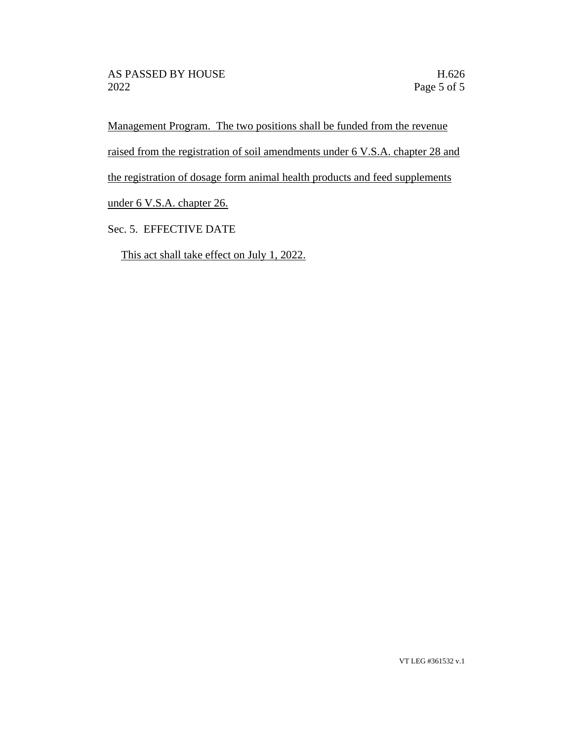Management Program. The two positions shall be funded from the revenue raised from the registration of soil amendments under 6 V.S.A. chapter 28 and the registration of dosage form animal health products and feed supplements under 6 V.S.A. chapter 26.

Sec. 5. EFFECTIVE DATE

This act shall take effect on July 1, 2022.